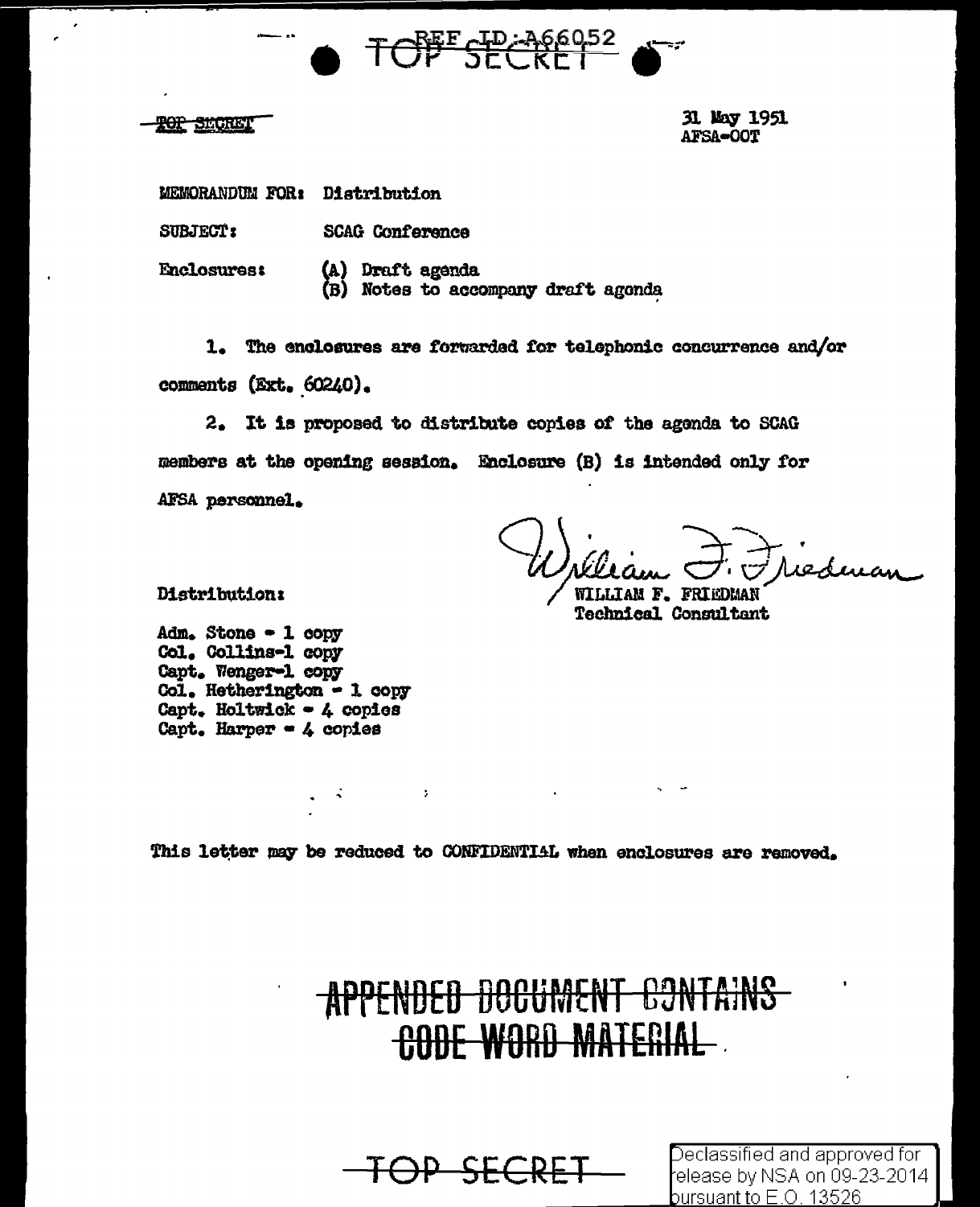REF ID:A66052

TOP SECRET

~~TOP SECRET~~

31 May 1951
AFSA-OOT

MEMORANDUM FOR: Distribution

SUBJECT: SCAG Conference

Enclosures: (A) Draft agenda
(B) Notes to accompany draft agenda

1. The enclosures are forwarded for telephonic concurrence and/or comments (Ext. 60240).

2. It is proposed to distribute copies of the agenda to SCAG members at the opening session. Enclosure (B) is intended only for AFSA personnel.

WILLIAM F. FRIEDMAN
Technical Consultant

Distribution:

Adm. Stone - 1 copy
Col. Collins-1 copy
Capt. Wenger-1 copy
Col. Hetherington - 1 copy
Capt. Holtwick - 4 copies
Capt. Harper - 4 copies

This letter may be reduced to CONFIDENTIAL when enclosures are removed.

~~APPENDED DOCUMENT CONTAINS CODE WORD MATERIAL~~

~~TOP SECRET~~

Declassified and approved for release by NSA on 09-23-2014 pursuant to E.O. 13526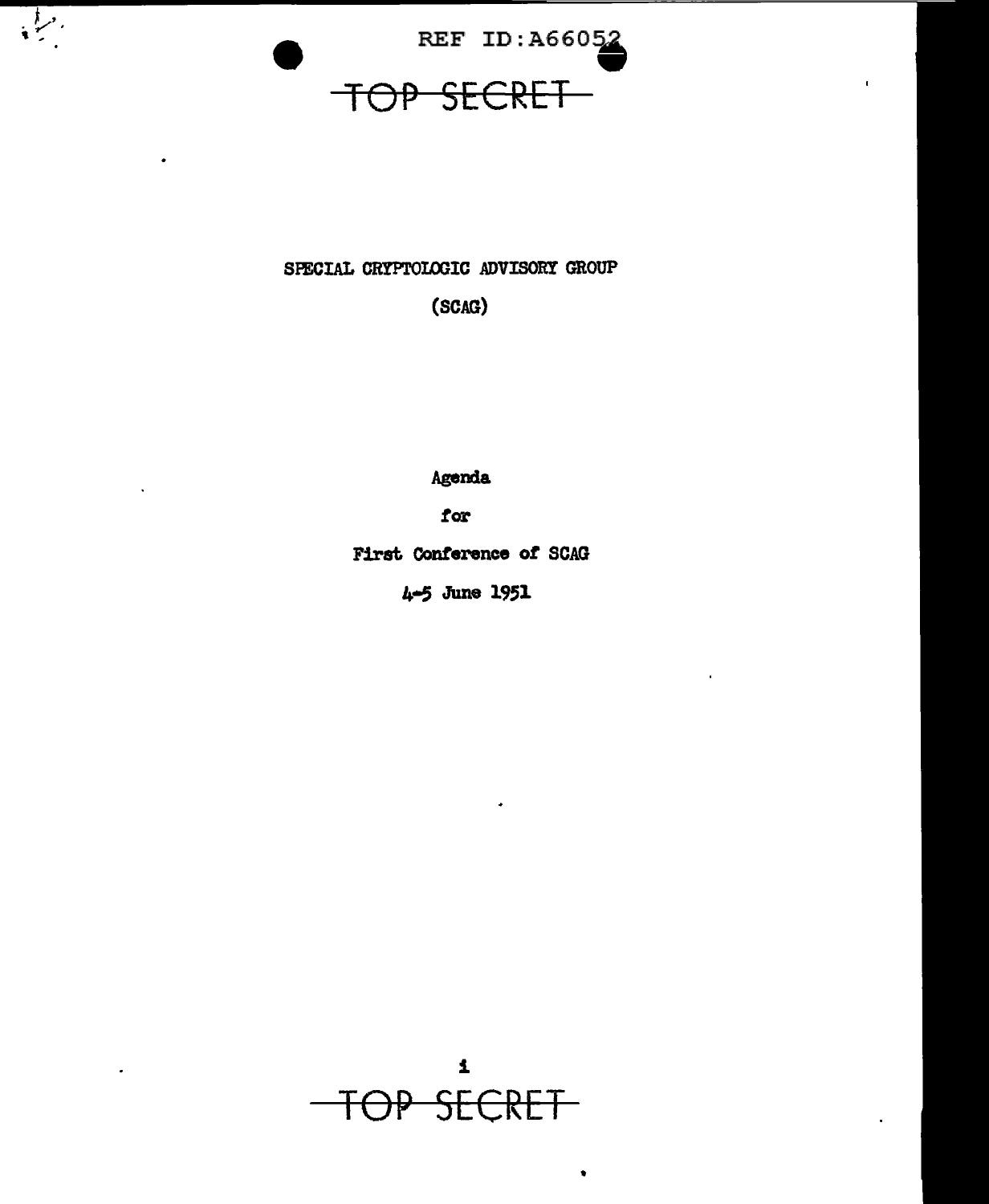TOP SECRET

SPECIAL CRYPTOLOGIC ADVISORY GROUP

(SCAG)

Agenda

for

First Conference of SCAG

4-5 June 1951

TOP SECRET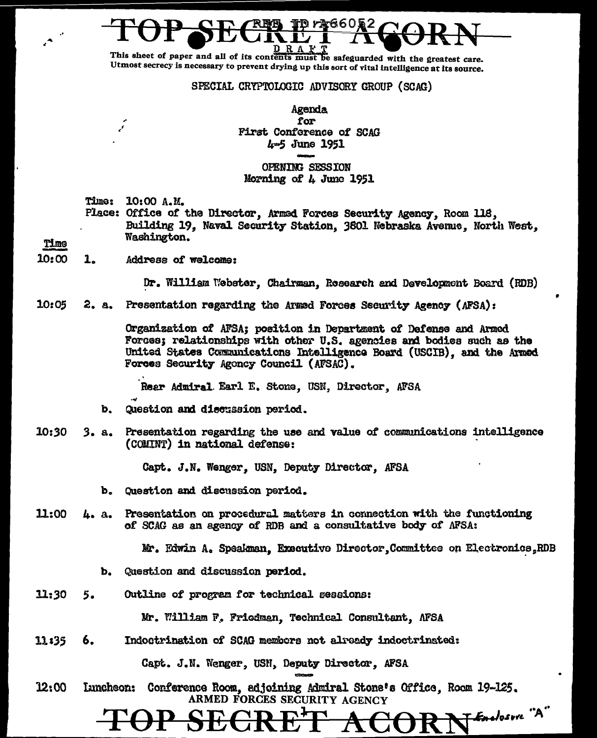TOP SECRET ACORN

REF ID:A66052

DRAFT

This sheet of paper and all of its contents must be safeguarded with the greatest care. Utmost secrecy is necessary to prevent drying up this sort of vital intelligence at its source.

SPECIAL CRYPTOLOGIC ADVISORY GROUP (SCAG)

Agenda
for
First Conference of SCAG
4-5 June 1951

OPENING SESSION
Morning of 4 June 1951

Time: 10:00 A.M.
Place: Office of the Director, Armed Forces Security Agency, Room 118, Building 19, Naval Security Station, 3801 Nebraska Avenue, North West, Washington.

Time

10:00 1. Address of welcome:

Dr. William Webster, Chairman, Research and Development Board (RDB)

10:05 2. a. Presentation regarding the Armed Forces Security Agency (AFSA):

Organization of AFSA; position in Department of Defense and Armed Forces; relationships with other U.S. agencies and bodies such as the United States Communications Intelligence Board (USCIB), and the Armed Forces Security Agency Council (AFSAC).

Rear Admiral Earl E. Stone, USN, Director, AFSA

b. Question and discussion period.

10:30 3. a. Presentation regarding the use and value of communications intelligence (COMINT) in national defense:

Capt. J.N. Wenger, USN, Deputy Director, AFSA

b. Question and discussion period.

11:00 4. a. Presentation on procedural matters in connection with the functioning of SCAG as an agency of RDB and a consultative body of AFSA:

Mr. Edwin A. Speakman, Executive Director, Committee on Electronics, RDB

b. Question and discussion period.

11:30 5. Outline of program for technical sessions:

Mr. William F. Friedman, Technical Consultant, AFSA

11:35 6. Indoctrination of SCAG members not already indoctrinated:

Capt. J.N. Wenger, USN, Deputy Director, AFSA

12:00 Luncheon: Conference Room, adjoining Admiral Stone's Office, Room 19-125.

ARMED FORCES SECURITY AGENCY

TOP SECRET ACORN

Enclosure "A"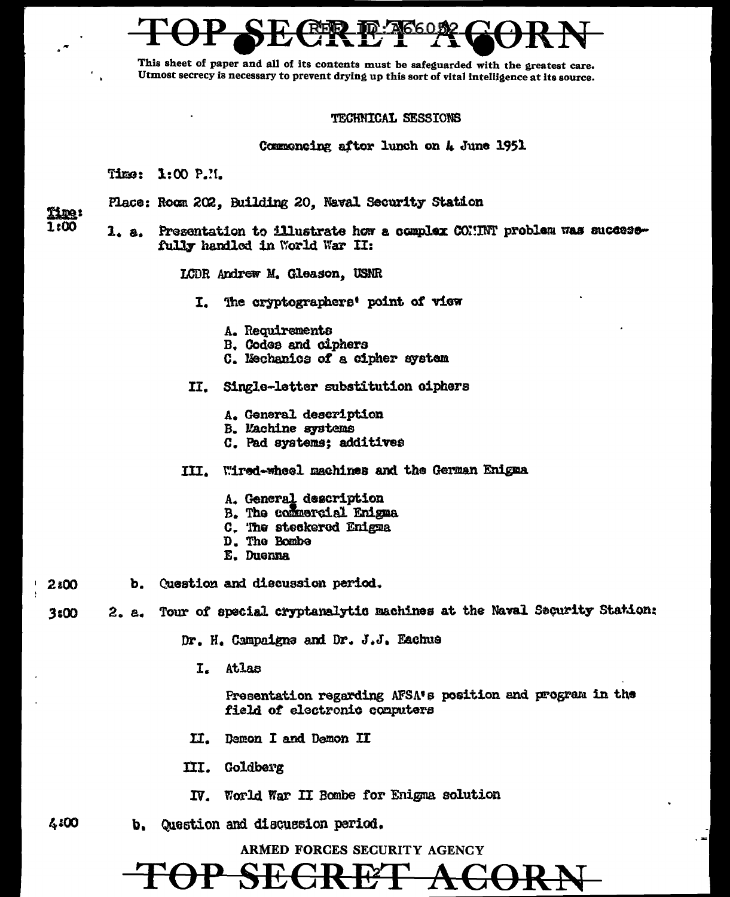This sheet of paper and all of its contents must be safeguarded with the greatest care. Utmost secrecy is necessary to prevent drying up this sort of vital intelligence at its source.

TECHNICAL SESSIONS

Commencing after lunch on 4 June 1951

Time: 1:00 P.M.

Place: Room 202, Building 20, Naval Security Station

| Time: | | |
|---|---|---|
| 1:00 | 1. a. | Presentation to illustrate how a complex COMINT problem was successfully handled in World War II: |

LCDR Andrew M. Gleason, USNR

I. The cryptographers' point of view

- A. Requirements
- B. Codes and ciphers
- C. Mechanics of a cipher system

II. Single-letter substitution ciphers

- A. General description
- B. Machine systems
- C. Pad systems; additives

III. Wired-wheel machines and the German Enigma

- A. General description
- B. The commercial Enigma
- C. The steckered Enigma
- D. The Bombe
- E. Duenna

2:00 b. Question and discussion period.

3:00 2. a. Tour of special cryptanalytic machines at the Naval Security Station:

Dr. H. Campaigne and Dr. J.J. Eachus

I. Atlas

Presentation regarding AFSA's position and program in the field of electronic computers

II. Demon I and Demon II

III. Goldberg

IV. World War II Bombe for Enigma solution

4:00 b. Question and discussion period.

ARMED FORCES SECURITY AGENCY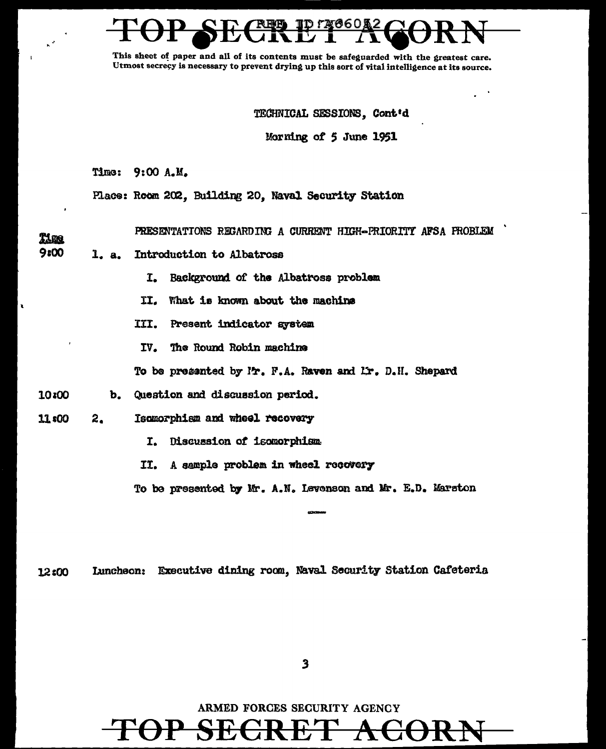TOP SECRET ACORN

This sheet of paper and all of its contents must be safeguarded with the greatest care. Utmost secrecy is necessary to prevent drying up this sort of vital intelligence at its source.

TECHNICAL SESSIONS, Cont'd

Morning of 5 June 1951

Time: 9:00 A.M.

Place: Room 202, Building 20, Naval Security Station

PRESENTATIONS REGARDING A CURRENT HIGH-PRIORITY AFSA PROBLEM

**Time**

9:00 1. a. Introduction to Albatross

- I. Background of the Albatross problem
- II. What is known about the machine
- III. Present indicator system
- IV. The Round Robin machine

To be presented by Mr. F.A. Raven and Mr. D.H. Shepard

10:00 b. Question and discussion period.

11:00 2. Isomorphism and wheel recovery

- I. Discussion of isomorphism
- II. A sample problem in wheel recovery

To be presented by Mr. A.N. Levenson and Mr. E.D. Marston

---

12:00 Luncheon: Executive dining room, Naval Security Station Cafeteria

ARMED FORCES SECURITY AGENCY

TOP SECRET ACORN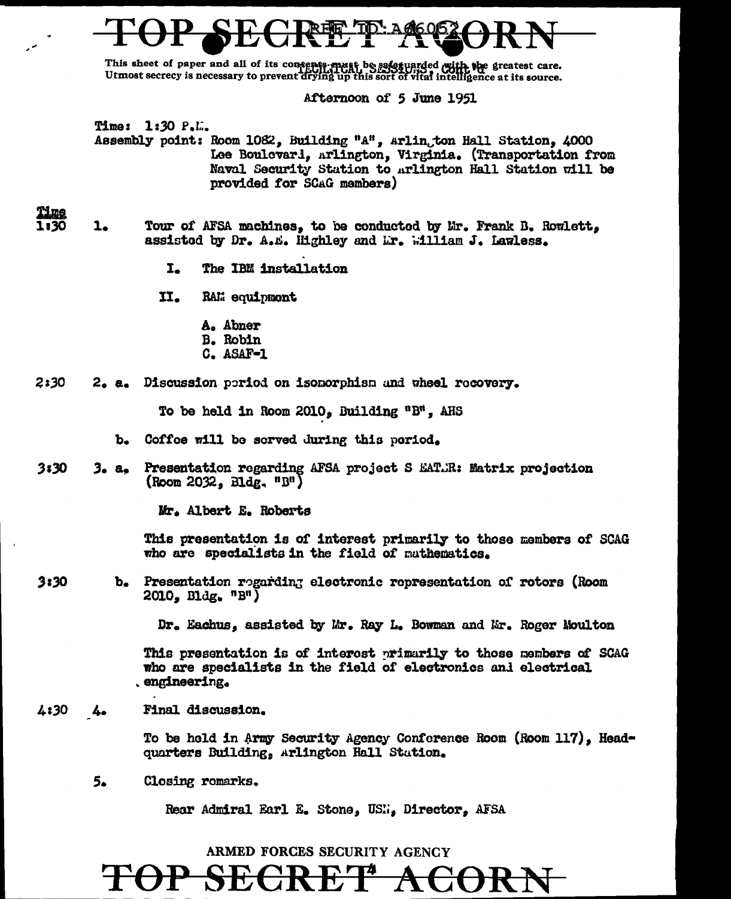TOP SECRET ACORN

This sheet of paper and all of its contents must be safeguarded with the greatest care. Utmost secrecy is necessary to prevent drying up this sort of vital intelligence at its source.

TECHNICAL SESSIONS, Cont'd

Afternoon of 5 June 1951

Time: 1:30 P.M.

Assembly point: Room 1082, Building "A", Arlington Hall Station, 4000 Lee Boulevard, Arlington, Virginia. (Transportation from Naval Security Station to Arlington Hall Station will be provided for SCAG members)

| Time | | |
|---|---|---|
| 1:30 | 1. | Tour of AFSA machines, to be conducted by Mr. Frank B. Rowlett, assisted by Dr. A.E. Highley and Mr. William J. Lawless. |

I. The IBM installation

II. RAM equipment

A. Abner
B. Robin
C. ASAF-1

2:30 — 2. a. Discussion period on isomorphism and wheel recovery.

To be held in Room 2010, Building "B", AHS

b. Coffee will be served during this period.

3:30 — 3. a. Presentation regarding AFSA project S EATER: Matrix projection (Room 2032, Bldg. "B")

Mr. Albert E. Roberts

This presentation is of interest primarily to those members of SCAG who are specialists in the field of mathematics.

3:30 — b. Presentation regarding electronic representation of rotors (Room 2010, Bldg. "B")

Dr. Eachus, assisted by Mr. Ray L. Bowman and Mr. Roger Moulton

This presentation is of interest primarily to those members of SCAG who are specialists in the field of electronics and electrical engineering.

4:30 — 4. Final discussion.

To be held in Army Security Agency Conference Room (Room 117), Headquarters Building, Arlington Hall Station.

5. Closing remarks.

Rear Admiral Earl E. Stone, USN, Director, AFSA

ARMED FORCES SECURITY AGENCY

TOP SECRET ACORN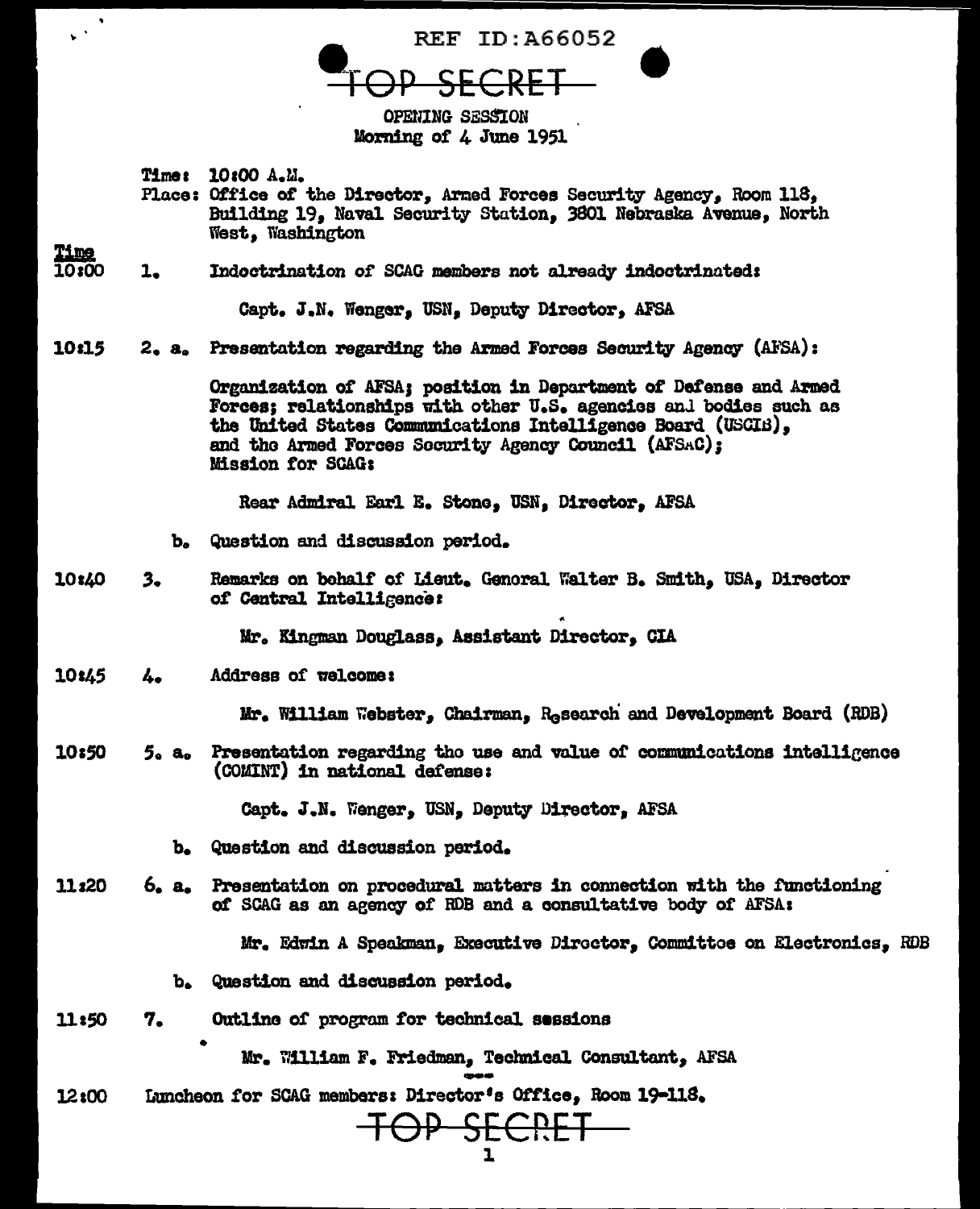REF ID:A66052

TOP SECRET

OPENING SESSION
Morning of 4 June 1951

Time: 10:00 A.M.
Place: Office of the Director, Armed Forces Security Agency, Room 118, Building 19, Naval Security Station, 3801 Nebraska Avenue, North West, Washington

| Time | | |
|---|---|---|
| 10:00 | 1. | Indoctrination of SCAG members not already indoctrinated: |
| | | Capt. J.N. Wenger, USN, Deputy Director, AFSA |
| 10:15 | 2. a. | Presentation regarding the Armed Forces Security Agency (AFSA): |
| | | Organization of AFSA; position in Department of Defense and Armed Forces; relationships with other U.S. agencies and bodies such as the United States Communications Intelligence Board (USCIB), and the Armed Forces Security Agency Council (AFSAC); Mission for SCAG: |
| | | Rear Admiral Earl E. Stone, USN, Director, AFSA |
| | b. | Question and discussion period. |
| 10:40 | 3. | Remarks on behalf of Lieut. General Walter B. Smith, USA, Director of Central Intelligence: |
| | | Mr. Kingman Douglass, Assistant Director, CIA |
| 10:45 | 4. | Address of welcome: |
| | | Mr. William Webster, Chairman, Research and Development Board (RDB) |
| 10:50 | 5. a. | Presentation regarding the use and value of communications intelligence (COMINT) in national defense: |
| | | Capt. J.N. Wenger, USN, Deputy Director, AFSA |
| | b. | Question and discussion period. |
| 11:20 | 6. a. | Presentation on procedural matters in connection with the functioning of SCAG as an agency of RDB and a consultative body of AFSA: |
| | | Mr. Edwin A Speakman, Executive Director, Committee on Electronics, RDB |
| | b. | Question and discussion period. |
| 11:50 | 7. | Outline of program for technical sessions |
| | | Mr. William F. Friedman, Technical Consultant, AFSA |
| 12:00 | | Luncheon for SCAG members: Director's Office, Room 19-118. |

TOP SECRET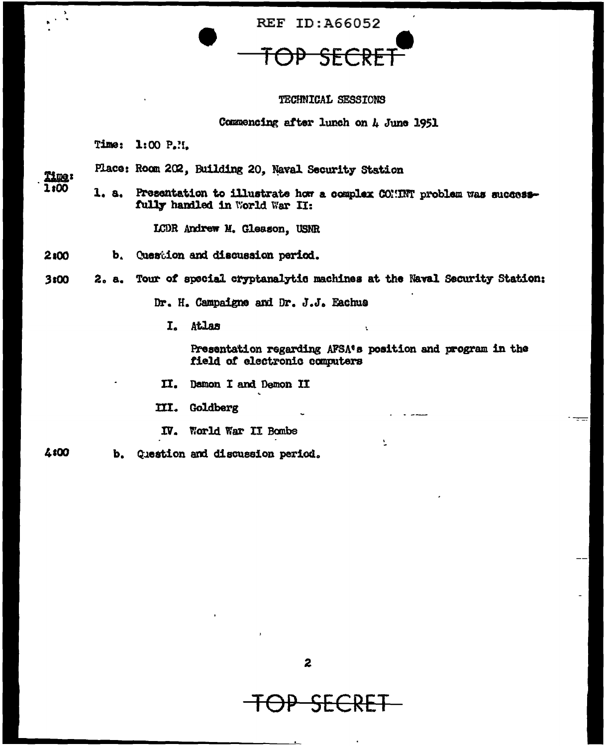REF ID:A66052

TOP SECRET

TECHNICAL SESSIONS

Commencing after lunch on 4 June 1951

Time: 1:00 P.M.

Place: Room 202, Building 20, Naval Security Station

| Time: | | |
|---|---|---|
| 1:00 | 1. a. | Presentation to illustrate how a complex COMINT problem was successfully handled in World War II: |
| | | LCDR Andrew M. Gleason, USNR |
| 2:00 | b. | Question and discussion period. |
| 3:00 | 2. a. | Tour of special cryptanalytic machines at the Naval Security Station: |
| | | Dr. H. Campaigne and Dr. J.J. Eachus |
| | | I. Atlas |
| | | Presentation regarding AFSA's position and program in the field of electronic computers |
| | | II. Demon I and Demon II |
| | | III. Goldberg |
| | | IV. World War II Bombe |
| 4:00 | b. | Question and discussion period. |

TOP SECRET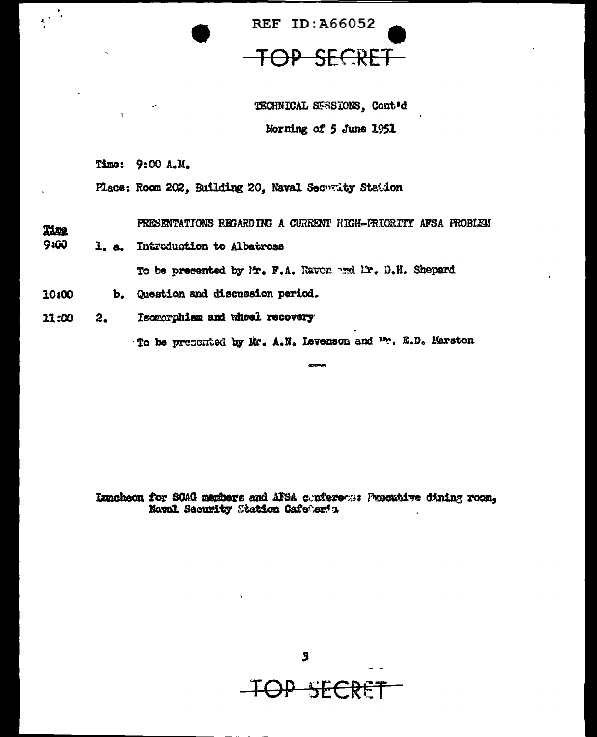REF ID:A66052

TOP SECRET

TECHNICAL SESSIONS, Cont'd

Morning of 5 June 1951

Time: 9:00 A.M.

Place: Room 202, Building 20, Naval Security Station

PRESENTATIONS REGARDING A CURRENT HIGH-PRIORITY AFSA PROBLEM

| Time | | |
|---|---|---|
| 9:00 | 1. a. | Introduction to Albatross<br>To be presented by Mr. F.A. Raven and Mr. D.H. Shepard |
| 10:00 | b. | Question and discussion period. |
| 11:00 | 2. | Isomorphism and wheel recovery<br>To be presented by Mr. A.N. Levenson and Mr. E.D. Marston |

Luncheon for SCAG members and AFSA conferees: Executive dining room, Naval Security Station Cafeteria

TOP SECRET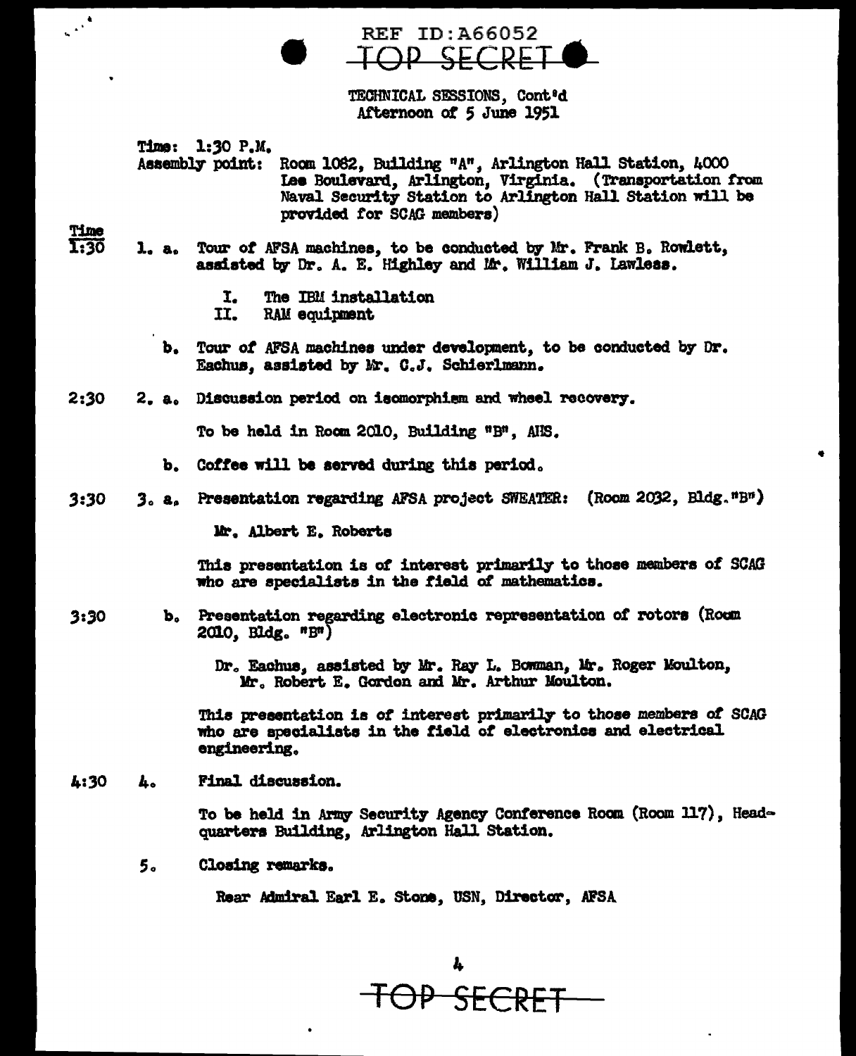REF ID:A66052

TOP SECRET

TECHNICAL SESSIONS, Cont'd
Afternoon of 5 June 1951

Time: 1:30 P.M.
Assembly point: Room 1082, Building "A", Arlington Hall Station, 4000 Lee Boulevard, Arlington, Virginia. (Transportation from Naval Security Station to Arlington Hall Station will be provided for SCAG members)

Time

1:30 1. a. Tour of AFSA machines, to be conducted by Mr. Frank B. Rowlett, assisted by Dr. A. E. Highley and Mr. William J. Lawless.

I. The IBM installation
II. RAM equipment

b. Tour of AFSA machines under development, to be conducted by Dr. Eachus, assisted by Mr. C.J. Schierlmann.

2:30 2. a. Discussion period on isomorphism and wheel recovery.

To be held in Room 2010, Building "B", AHS.

b. Coffee will be served during this period.

3:30 3. a. Presentation regarding AFSA project SWEATER: (Room 2032, Bldg. "B")

Mr. Albert E. Roberts

This presentation is of interest primarily to those members of SCAG who are specialists in the field of mathematics.

3:30 b. Presentation regarding electronic representation of rotors (Room 2010, Bldg. "B")

Dr. Eachus, assisted by Mr. Ray L. Bowman, Mr. Roger Moulton, Mr. Robert E. Gordon and Mr. Arthur Moulton.

This presentation is of interest primarily to those members of SCAG who are specialists in the field of electronics and electrical engineering.

4:30 4. Final discussion.

To be held in Army Security Agency Conference Room (Room 117), Headquarters Building, Arlington Hall Station.

5. Closing remarks.

Rear Admiral Earl E. Stone, USN, Director, AFSA

TOP SECRET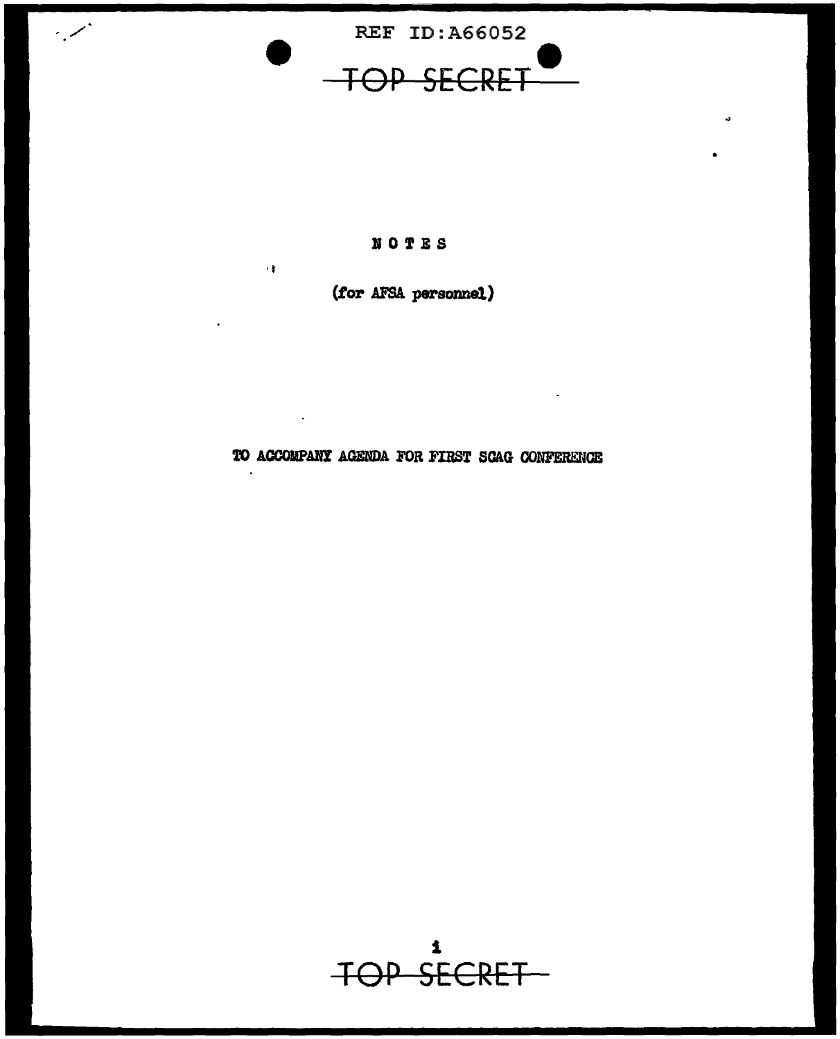# NOTES

(for AFSA personnel)

TO ACCOMPANY AGENDA FOR FIRST SCAG CONFERENCE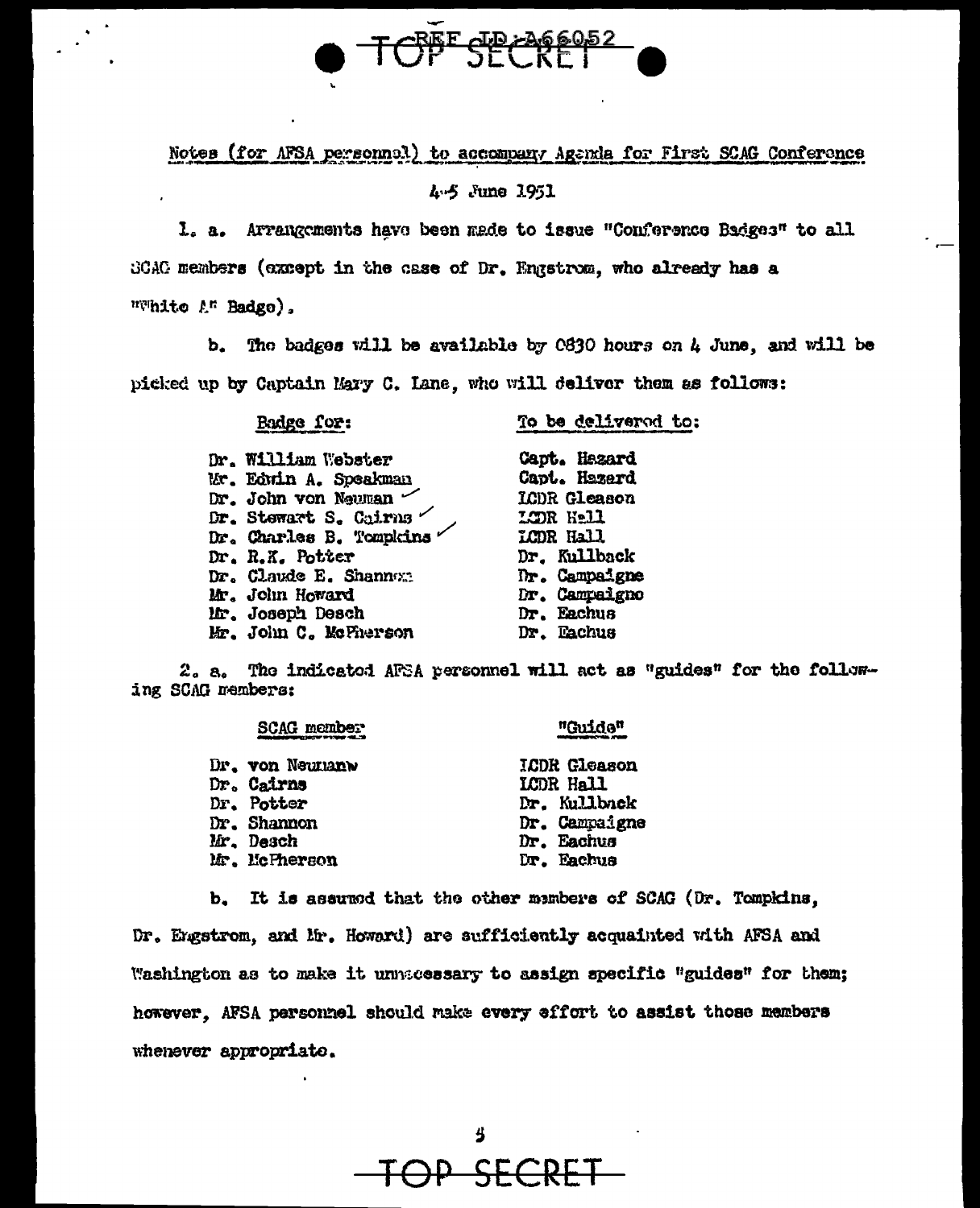TOP SECRET

REF ID:A66052

Notes (for AFSA personnel) to accompany Agenda for First SCAG Conference

4-5 June 1951

1. a. Arrangements have been made to issue "Conference Badges" to all SCAG members (except in the case of Dr. Engstrom, who already has a "White A" Badge).

b. The badges will be available by 0830 hours on 4 June, and will be picked up by Captain Mary C. Lane, who will deliver them as follows:

| Badge for: | To be delivered to: |
|---|---|
| Dr. William Webster | Capt. Hazard |
| Mr. Edwin A. Speakman | Capt. Hazard |
| Dr. John von Neuman ✓ | LCDR Gleason |
| Dr. Stewart S. Cairns ✓ | LCDR Hall |
| Dr. Charles B. Tompkins ✓ | LCDR Hall |
| Dr. R.K. Potter | Dr. Kullback |
| Dr. Claude E. Shannon | Dr. Campaigne |
| Mr. John Howard | Dr. Campaigne |
| Mr. Joseph Desch | Dr. Eachus |
| Mr. John C. McPherson | Dr. Eachus |

2. a. The indicated AFSA personnel will act as "guides" for the following SCAG members:

| SCAG member | "Guide" |
|---|---|
| Dr. von Neumann | LCDR Gleason |
| Dr. Cairns | LCDR Hall |
| Dr. Potter | Dr. Kullback |
| Dr. Shannon | Dr. Campaigne |
| Mr. Desch | Dr. Eachus |
| Mr. McPherson | Dr. Eachus |

b. It is assumed that the other members of SCAG (Dr. Tompkins, Dr. Engstrom, and Mr. Howard) are sufficiently acquainted with AFSA and Washington as to make it unnecessary to assign specific "guides" for them; however, AFSA personnel should make every effort to assist those members whenever appropriate.

TOP SECRET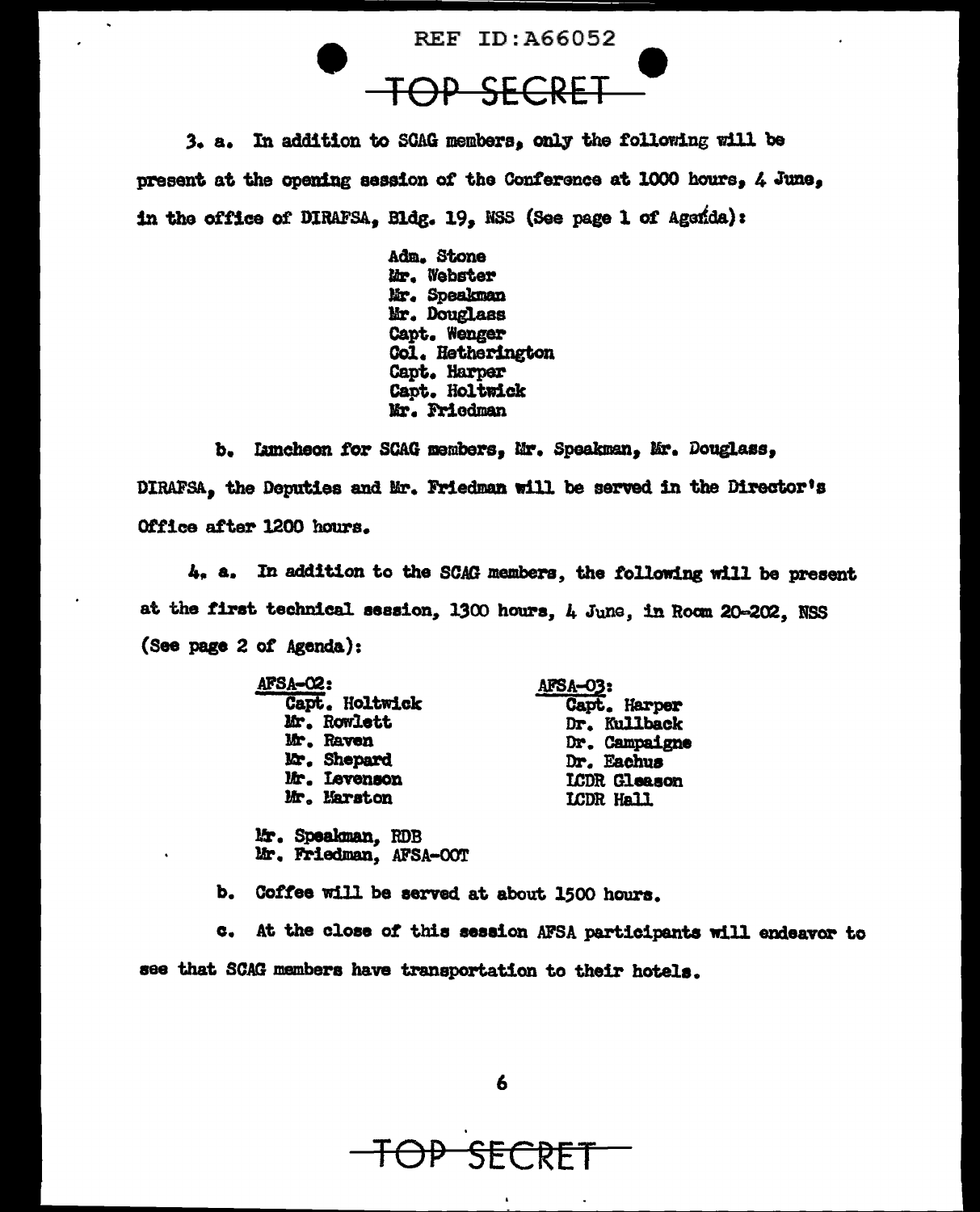3. a. In addition to SCAG members, only the following will be present at the opening session of the Conference at 1000 hours, 4 June, in the office of DIRAFSA, Bldg. 19, NSS (See page 1 of Agenda):

Adm. Stone
Mr. Webster
Mr. Speakman
Mr. Douglass
Capt. Wenger
Col. Hetherington
Capt. Harper
Capt. Holtwick
Mr. Friedman

b. Luncheon for SCAG members, Mr. Speakman, Mr. Douglass, DIRAFSA, the Deputies and Mr. Friedman will be served in the Director's Office after 1200 hours.

4. a. In addition to the SCAG members, the following will be present at the first technical session, 1300 hours, 4 June, in Room 20-202, NSS (See page 2 of Agenda):

| AFSA-02: | AFSA-03: |
|---|---|
| Capt. Holtwick | Capt. Harper |
| Mr. Rowlett | Dr. Kullback |
| Mr. Raven | Dr. Campaigne |
| Mr. Shepard | Dr. Eachus |
| Mr. Levenson | LCDR Gleason |
| Mr. Marston | LCDR Hall |

Mr. Speakman, RDB
Mr. Friedman, AFSA-00T

b. Coffee will be served at about 1500 hours.

c. At the close of this session AFSA participants will endeavor to see that SCAG members have transportation to their hotels.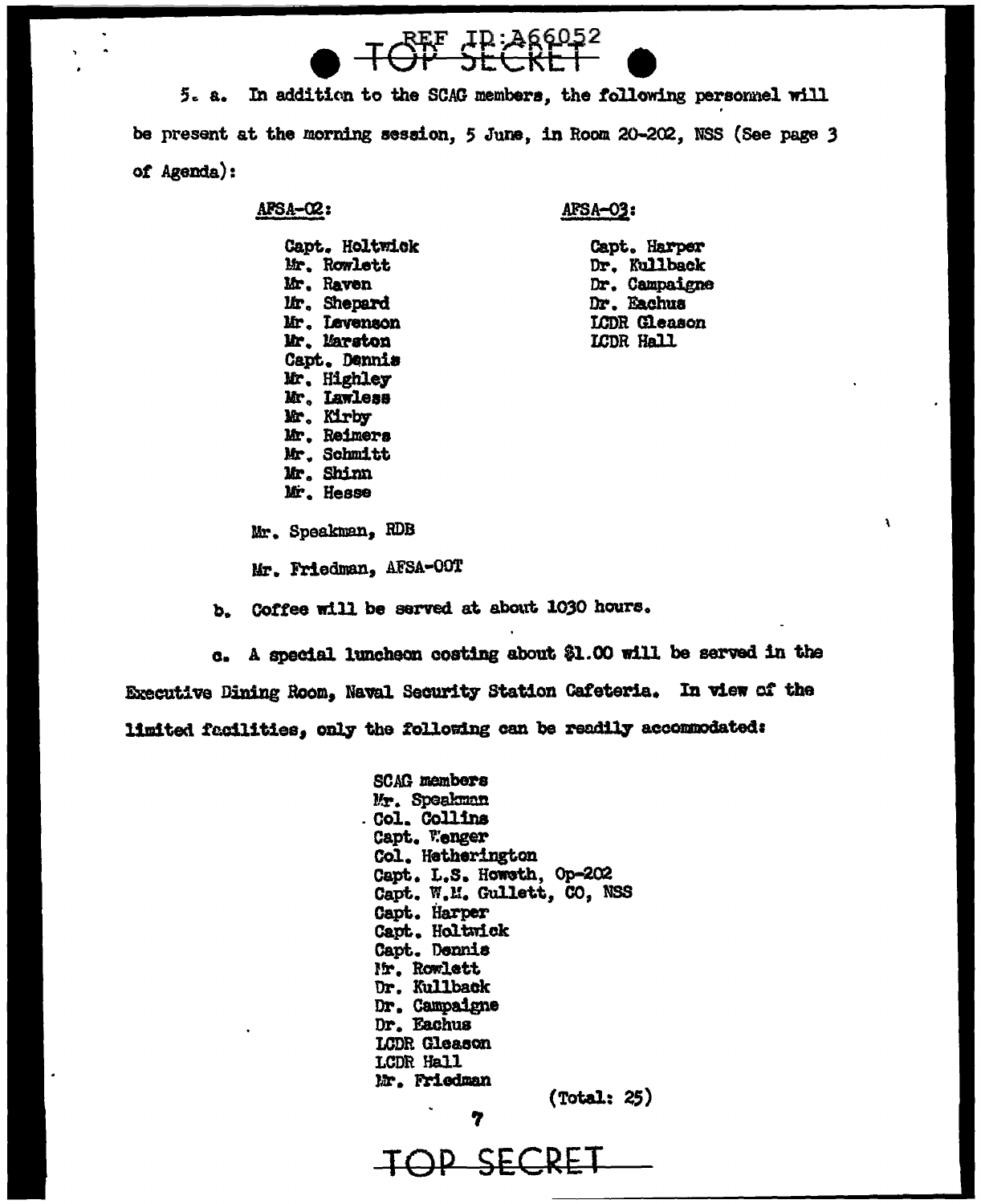5. a. In addition to the SCAG members, the following personnel will be present at the morning session, 5 June, in Room 20-202, NSS (See page 3 of Agenda):

AFSA-02:

Capt. Holtwick
Mr. Rowlett
Mr. Raven
Mr. Shepard
Mr. Levenson
Mr. Marston
Capt. Dennis
Mr. Highley
Mr. Lawless
Mr. Kirby
Mr. Reimers
Mr. Schmitt
Mr. Shinn
Mr. Hesse

AFSA-03:

Capt. Harper
Dr. Kullback
Dr. Campaigne
Dr. Eachus
LCDR Gleason
LCDR Hall

Mr. Speakman, RDB

Mr. Friedman, AFSA-OOT

b. Coffee will be served at about 1030 hours.

c. A special luncheon costing about $1.00 will be served in the Executive Dining Room, Naval Security Station Cafeteria. In view of the limited facilities, only the following can be readily accommodated:

SCAG members
Mr. Speakman
Col. Collins
Capt. Wenger
Col. Hetherington
Capt. L.S. Howeth, Op-202
Capt. W.M. Gullett, CO, NSS
Capt. Harper
Capt. Holtwick
Capt. Dennis
Mr. Rowlett
Dr. Kullback
Dr. Campaigne
Dr. Eachus
LCDR Gleason
LCDR Hall
Mr. Friedman

(Total: 25)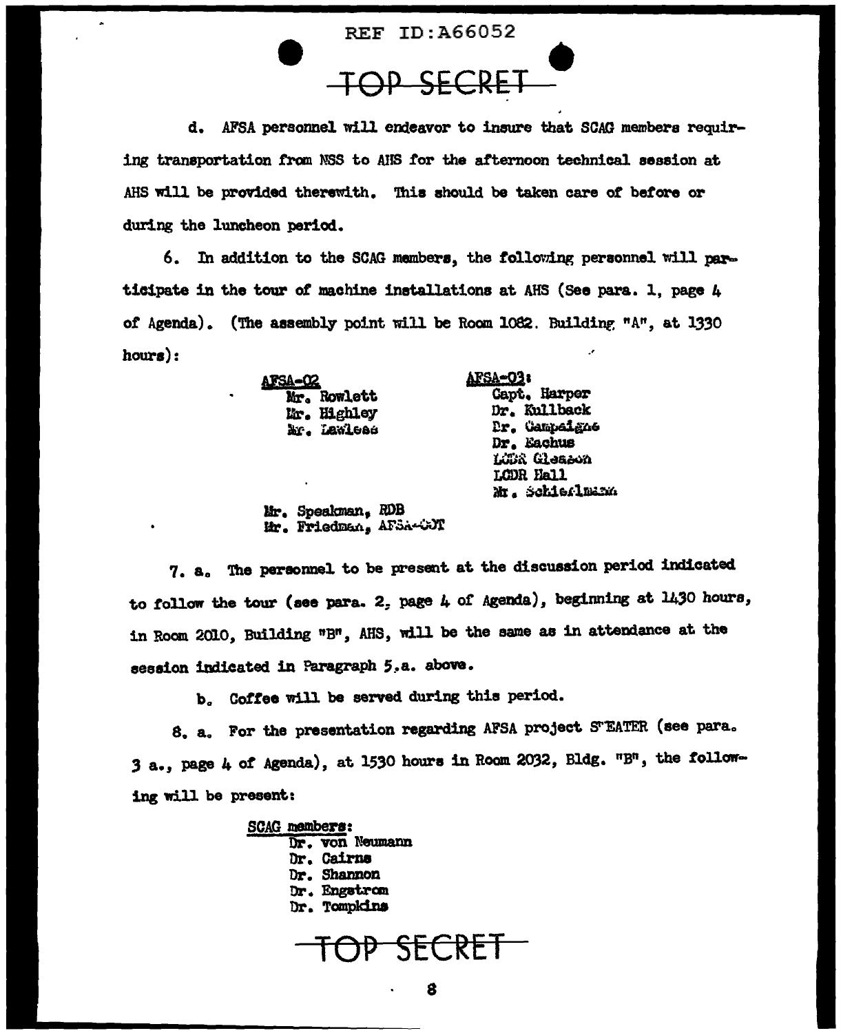TOP SECRET

d. AFSA personnel will endeavor to insure that SCAG members requiring transportation from NSS to AHS for the afternoon technical session at AHS will be provided therewith. This should be taken care of before or during the luncheon period.

6. In addition to the SCAG members, the following personnel will participate in the tour of machine installations at AHS (See para. 1, page 4 of Agenda). (The assembly point will be Room 1082. Building "A", at 1330 hours):

**AFSA-02**
- Mr. Rowlett
- Mr. Highley
- Mr. Lawless

**AFSA-03:**
- Capt. Harper
- Dr. Kullback
- Dr. Campaigne
- Dr. Eachus
- LCDR Gleason
- LCDR Hall
- Mr. Schiefelman

Mr. Speakman, RDB
Mr. Friedman, AFSA-00T

7. a. The personnel to be present at the discussion period indicated to follow the tour (see para. 2, page 4 of Agenda), beginning at 1430 hours, in Room 2010, Building "B", AHS, will be the same as in attendance at the session indicated in Paragraph 5,a. above.

b. Coffee will be served during this period.

8. a. For the presentation regarding AFSA project SWEATER (see para. 3 a., page 4 of Agenda), at 1530 hours in Room 2032, Bldg. "B", the following will be present:

**SCAG members:**
- Dr. von Neumann
- Dr. Cairns
- Dr. Shannon
- Dr. Engstrom
- Dr. Tompkins

TOP SECRET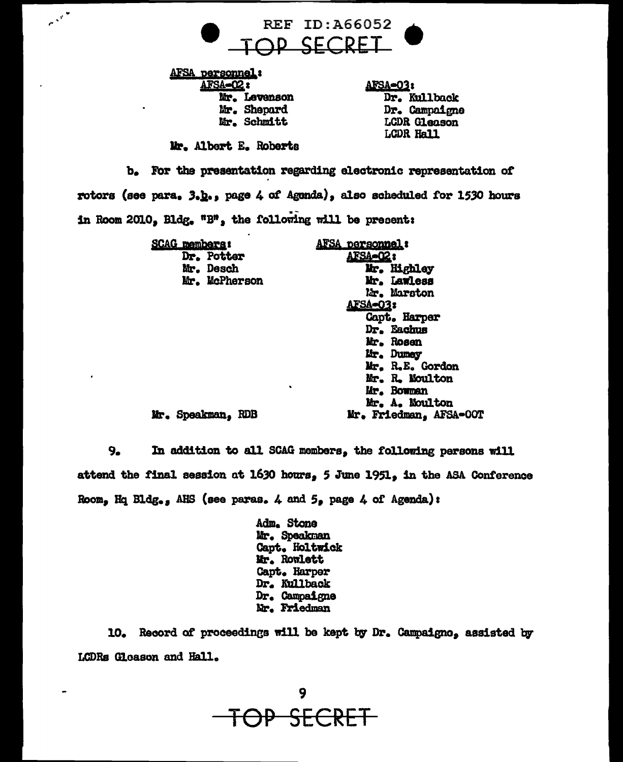AFSA personnel:

AFSA-02:
- Mr. Levenson
- Mr. Shepard
- Mr. Schmitt

AFSA-03:
- Dr. Kullback
- Dr. Campaigne
- LCDR Gleason
- LCDR Hall

Mr. Albert E. Roberts

b. For the presentation regarding electronic representation of rotors (see para. 3.b., page 4 of Agenda), also scheduled for 1530 hours in Room 2010, Bldg. "B", the following will be present:

SCAG members:
- Dr. Potter
- Mr. Desch
- Mr. McPherson

Mr. Speakman, RDB

AFSA personnel:

AFSA-02:
- Mr. Highley
- Mr. Lawless
- Mr. Marston

AFSA-03:
- Capt. Harper
- Dr. Eachus
- Mr. Rosen
- Mr. Dumey
- Mr. R.E. Gordon
- Mr. R. Moulton
- Mr. Bowman
- Mr. A. Moulton

Mr. Friedman, AFSA-00T

9. In addition to all SCAG members, the following persons will attend the final session at 1630 hours, 5 June 1951, in the ASA Conference Room, Hq Bldg., AHS (see paras. 4 and 5, page 4 of Agenda):

- Adm. Stone
- Mr. Speakman
- Capt. Holtwick
- Mr. Rowlett
- Capt. Harper
- Dr. Kullback
- Dr. Campaigne
- Mr. Friedman

10. Record of proceedings will be kept by Dr. Campaigne, assisted by LCDRs Gleason and Hall.